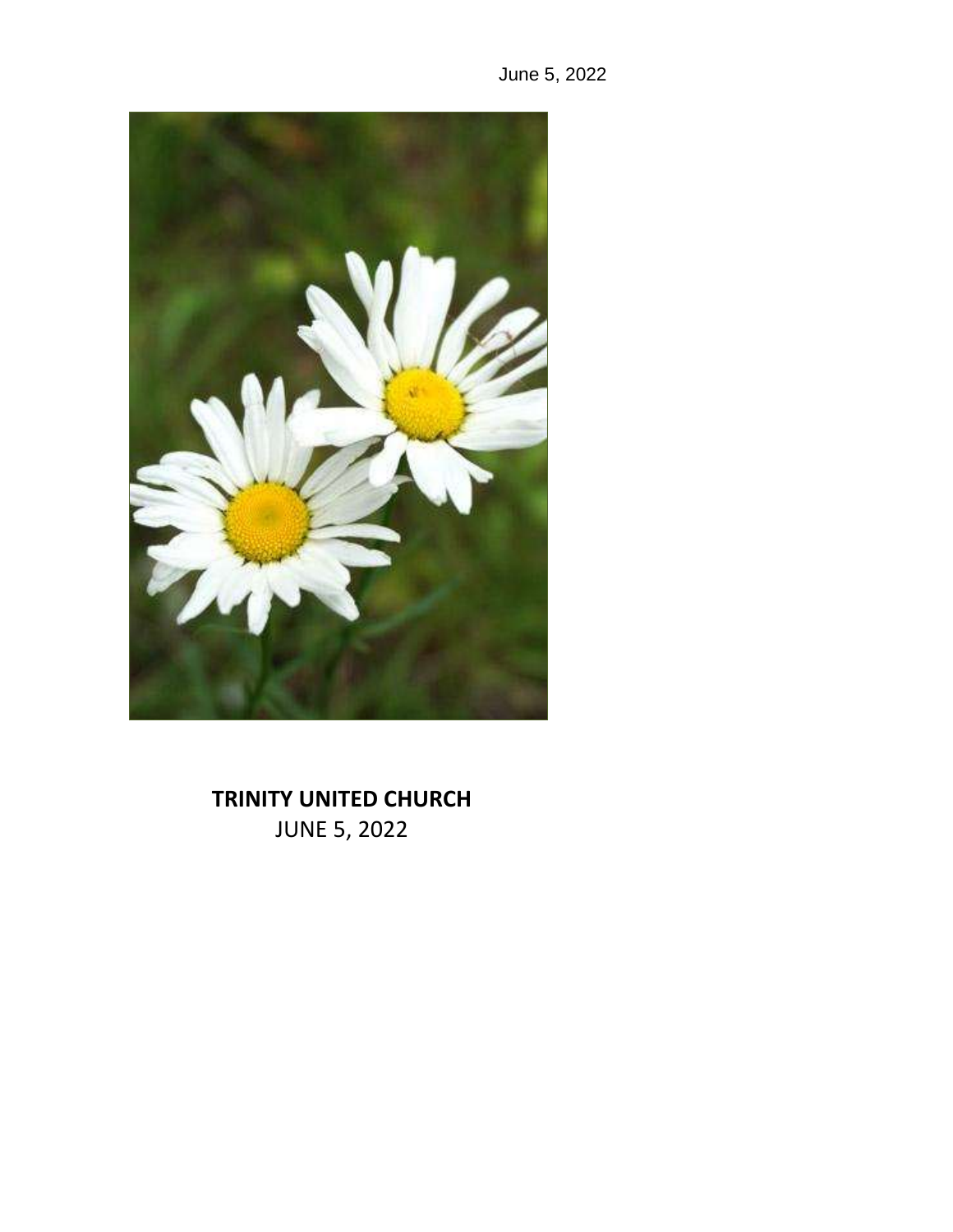June 5, 2022

**TRINITY UNITED CHURCH**

JUNE 5, 2022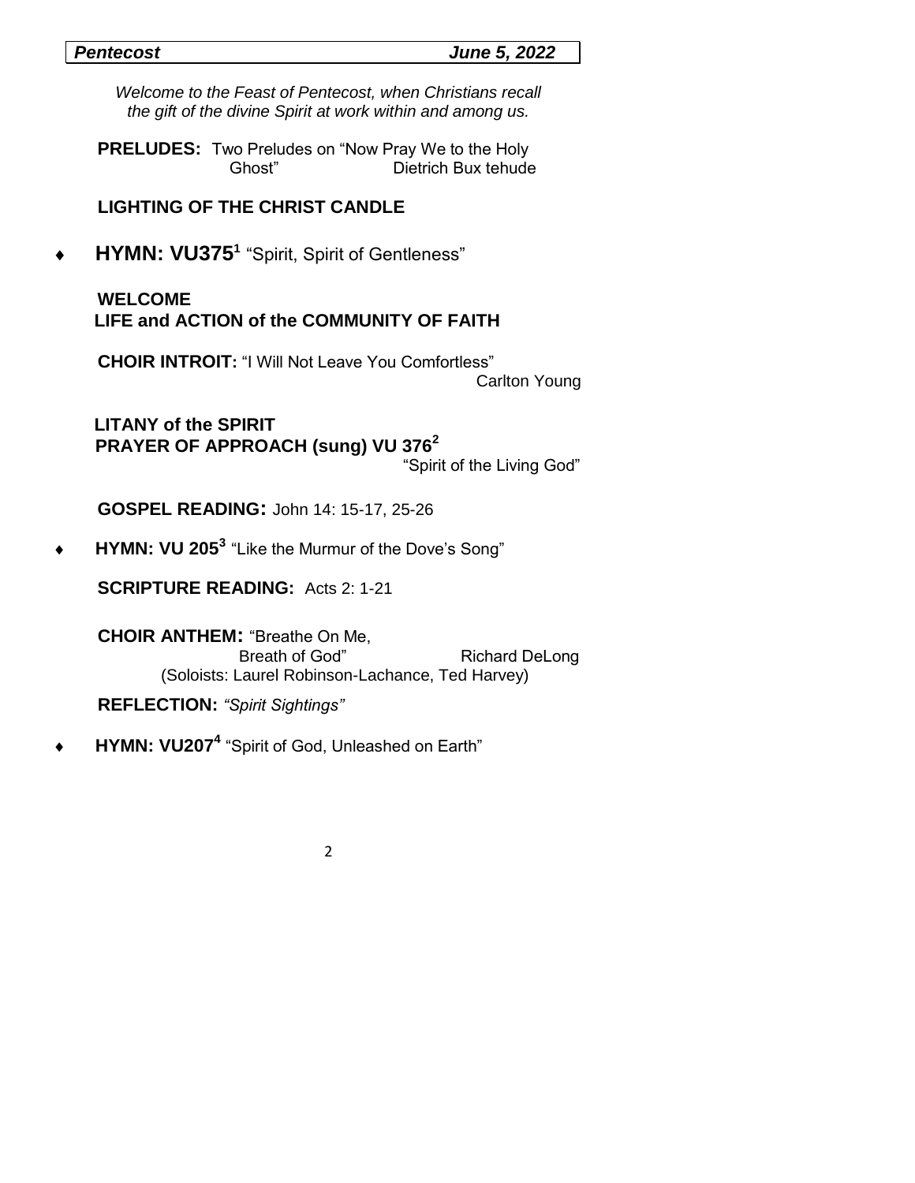***Pentecost*** ***June 5, 2022***

*Welcome to the Feast of Pentecost, when Christians recall the gift of the divine Spirit at work within and among us.*

**PRELUDES:** Two Preludes on "Now Pray We to the Holy Ghost" Dietrich Bux tehude

**LIGHTING OF THE CHRIST CANDLE**

♦ **HYMN: VU375**[1] "Spirit, Spirit of Gentleness"

**WELCOME**

**LIFE and ACTION of the COMMUNITY OF FAITH**

**CHOIR INTROIT:** "I Will Not Leave You Comfortless" Carlton Young

**LITANY of the SPIRIT**

**PRAYER OF APPROACH (sung) VU 376**[2] "Spirit of the Living God"

**GOSPEL READING:** John 14: 15-17, 25-26

♦ **HYMN: VU 205**[3] "Like the Murmur of the Dove's Song"

**SCRIPTURE READING:** Acts 2: 1-21

**CHOIR ANTHEM:** "Breathe On Me, Breath of God" Richard DeLong
(Soloists: Laurel Robinson-Lachance, Ted Harvey)

**REFLECTION:** *"Spirit Sightings"*

♦ **HYMN: VU207**[4] "Spirit of God, Unleashed on Earth"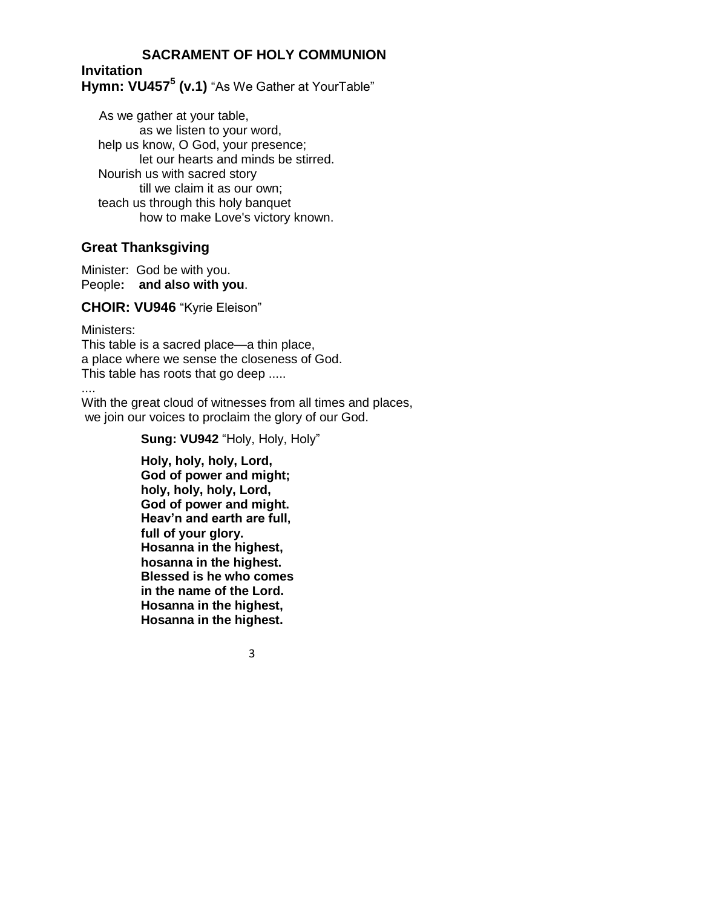## SACRAMENT OF HOLY COMMUNION

**Invitation**

**Hymn: VU457[5] (v.1)** "As We Gather at YourTable"

As we gather at your table,
as we listen to your word,
help us know, O God, your presence;
let our hearts and minds be stirred.
Nourish us with sacred story
till we claim it as our own;
teach us through this holy banquet
how to make Love's victory known.

### Great Thanksgiving

Minister: God be with you.
People**: and also with you**.

**CHOIR: VU946** "Kyrie Eleison"

Ministers:
This table is a sacred place—a thin place,
a place where we sense the closeness of God.
This table has roots that go deep .....
....
With the great cloud of witnesses from all times and places,
we join our voices to proclaim the glory of our God.

**Sung: VU942** "Holy, Holy, Holy"

**Holy, holy, holy, Lord,
God of power and might;
holy, holy, holy, Lord,
God of power and might.
Heav'n and earth are full,
full of your glory.
Hosanna in the highest,
hosanna in the highest.
Blessed is he who comes
in the name of the Lord.
Hosanna in the highest,
Hosanna in the highest.**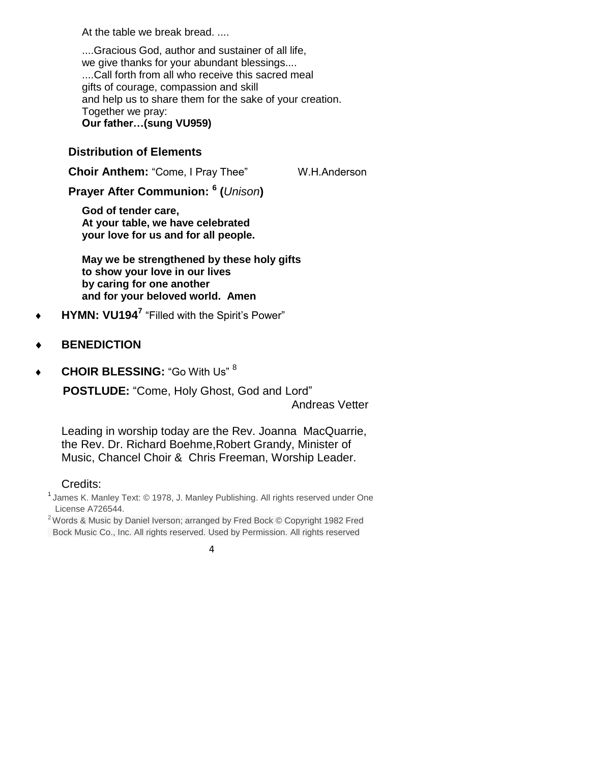At the table we break bread. ....

....Gracious God, author and sustainer of all life,
we give thanks for your abundant blessings....
....Call forth from all who receive this sacred meal
gifts of courage, compassion and skill
and help us to share them for the sake of your creation.
Together we pray:
**Our father…(sung VU959)**

**Distribution of Elements**

**Choir Anthem:** "Come, I Pray Thee" W.H.Anderson

**Prayer After Communion:** [6] **(*Unison*)**

**God of tender care,
At your table, we have celebrated
your love for us and for all people.**

**May we be strengthened by these holy gifts
to show your love in our lives
by caring for one another
and for your beloved world. Amen**

- **HYMN: VU194**[7] "Filled with the Spirit's Power"
- **BENEDICTION**
- **CHOIR BLESSING:** "Go With Us" [8]

**POSTLUDE:** "Come, Holy Ghost, God and Lord"
Andreas Vetter

Leading in worship today are the Rev. Joanna MacQuarrie, the Rev. Dr. Richard Boehme,Robert Grandy, Minister of Music, Chancel Choir & Chris Freeman, Worship Leader.

Credits:

[1] James K. Manley Text: © 1978, J. Manley Publishing. All rights reserved under One License A726544.

[2] Words & Music by Daniel Iverson; arranged by Fred Bock © Copyright 1982 Fred Bock Music Co., Inc. All rights reserved. Used by Permission. All rights reserved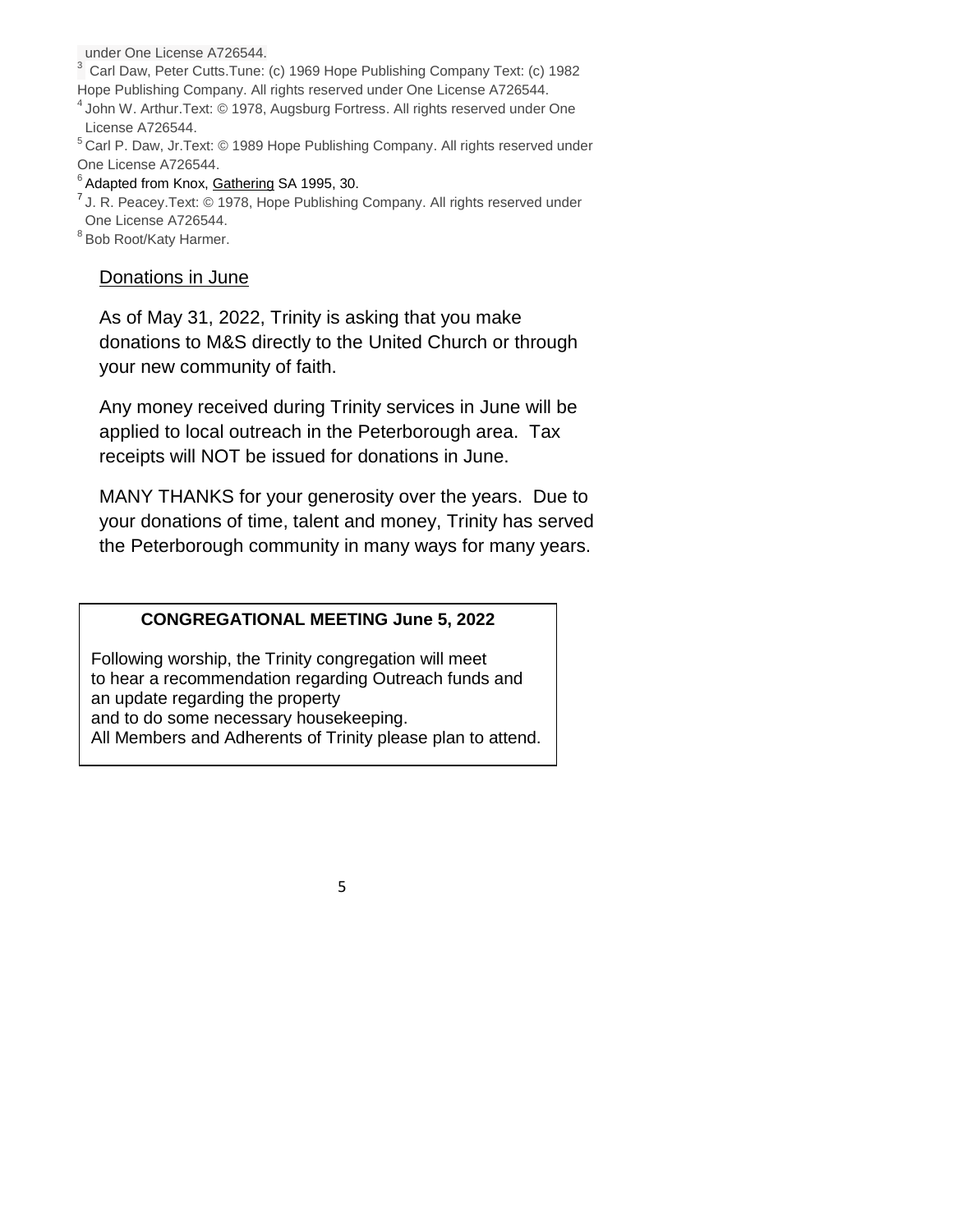under One License A726544.

[3] Carl Daw, Peter Cutts.Tune: (c) 1969 Hope Publishing Company Text: (c) 1982 Hope Publishing Company. All rights reserved under One License A726544.

[4] John W. Arthur.Text: © 1978, Augsburg Fortress. All rights reserved under One License A726544.

[5] Carl P. Daw, Jr.Text: © 1989 Hope Publishing Company. All rights reserved under One License A726544.

[6] Adapted from Knox, Gathering SA 1995, 30.

[7] J. R. Peacey.Text: © 1978, Hope Publishing Company. All rights reserved under One License A726544.

[8] Bob Root/Katy Harmer.

## Donations in June

As of May 31, 2022, Trinity is asking that you make donations to M&S directly to the United Church or through your new community of faith.

Any money received during Trinity services in June will be applied to local outreach in the Peterborough area. Tax receipts will NOT be issued for donations in June.

MANY THANKS for your generosity over the years. Due to your donations of time, talent and money, Trinity has served the Peterborough community in many ways for many years.

**CONGREGATIONAL MEETING June 5, 2022**

Following worship, the Trinity congregation will meet to hear a recommendation regarding Outreach funds and an update regarding the property and to do some necessary housekeeping.
All Members and Adherents of Trinity please plan to attend.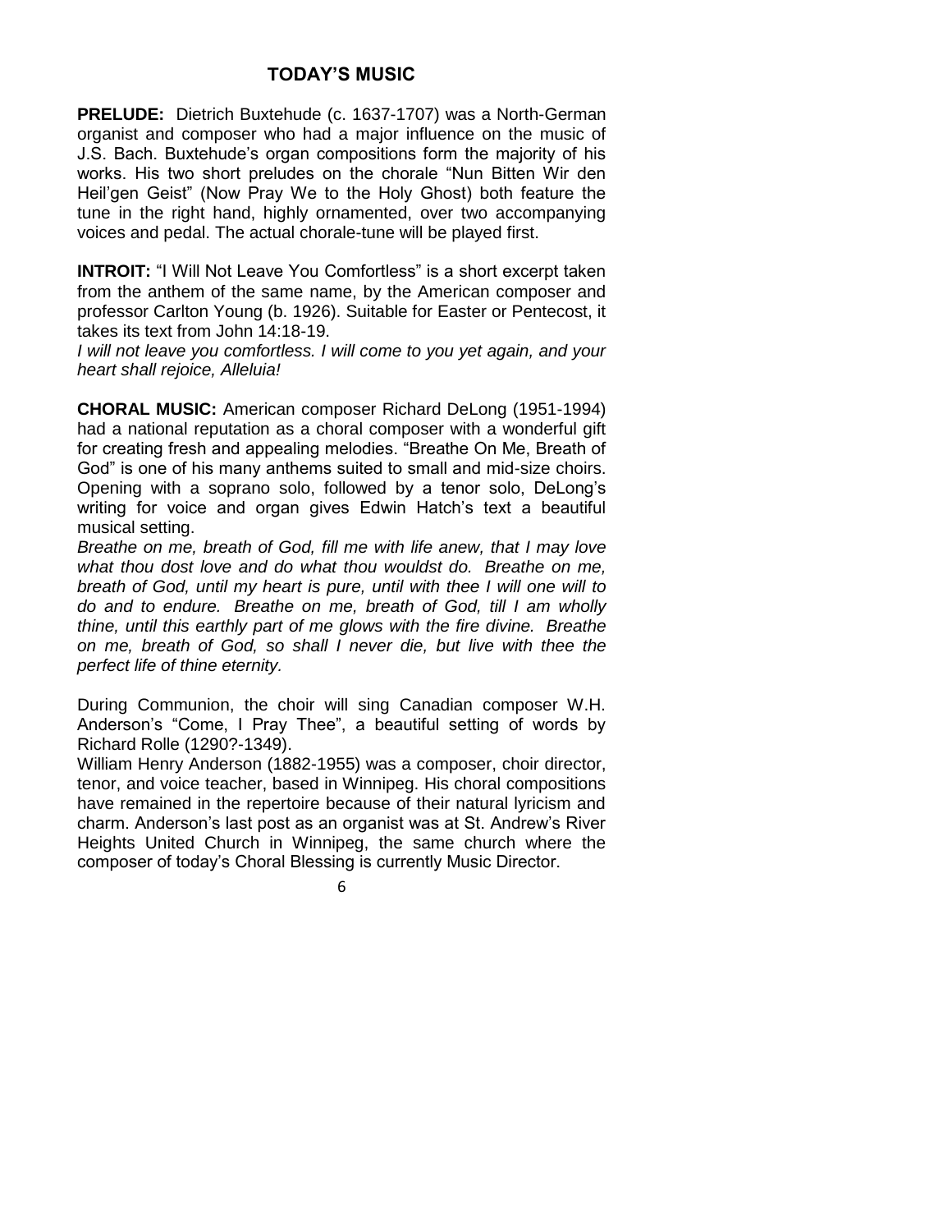## TODAY'S MUSIC

**PRELUDE:** Dietrich Buxtehude (c. 1637-1707) was a North-German organist and composer who had a major influence on the music of J.S. Bach. Buxtehude's organ compositions form the majority of his works. His two short preludes on the chorale "Nun Bitten Wir den Heil'gen Geist" (Now Pray We to the Holy Ghost) both feature the tune in the right hand, highly ornamented, over two accompanying voices and pedal. The actual chorale-tune will be played first.

**INTROIT:** "I Will Not Leave You Comfortless" is a short excerpt taken from the anthem of the same name, by the American composer and professor Carlton Young (b. 1926). Suitable for Easter or Pentecost, it takes its text from John 14:18-19.

*I will not leave you comfortless. I will come to you yet again, and your heart shall rejoice, Alleluia!*

**CHORAL MUSIC:** American composer Richard DeLong (1951-1994) had a national reputation as a choral composer with a wonderful gift for creating fresh and appealing melodies. "Breathe On Me, Breath of God" is one of his many anthems suited to small and mid-size choirs. Opening with a soprano solo, followed by a tenor solo, DeLong's writing for voice and organ gives Edwin Hatch's text a beautiful musical setting.

*Breathe on me, breath of God, fill me with life anew, that I may love what thou dost love and do what thou wouldst do. Breathe on me, breath of God, until my heart is pure, until with thee I will one will to do and to endure. Breathe on me, breath of God, till I am wholly thine, until this earthly part of me glows with the fire divine. Breathe on me, breath of God, so shall I never die, but live with thee the perfect life of thine eternity.*

During Communion, the choir will sing Canadian composer W.H. Anderson's "Come, I Pray Thee", a beautiful setting of words by Richard Rolle (1290?-1349).

William Henry Anderson (1882-1955) was a composer, choir director, tenor, and voice teacher, based in Winnipeg. His choral compositions have remained in the repertoire because of their natural lyricism and charm. Anderson's last post as an organist was at St. Andrew's River Heights United Church in Winnipeg, the same church where the composer of today's Choral Blessing is currently Music Director.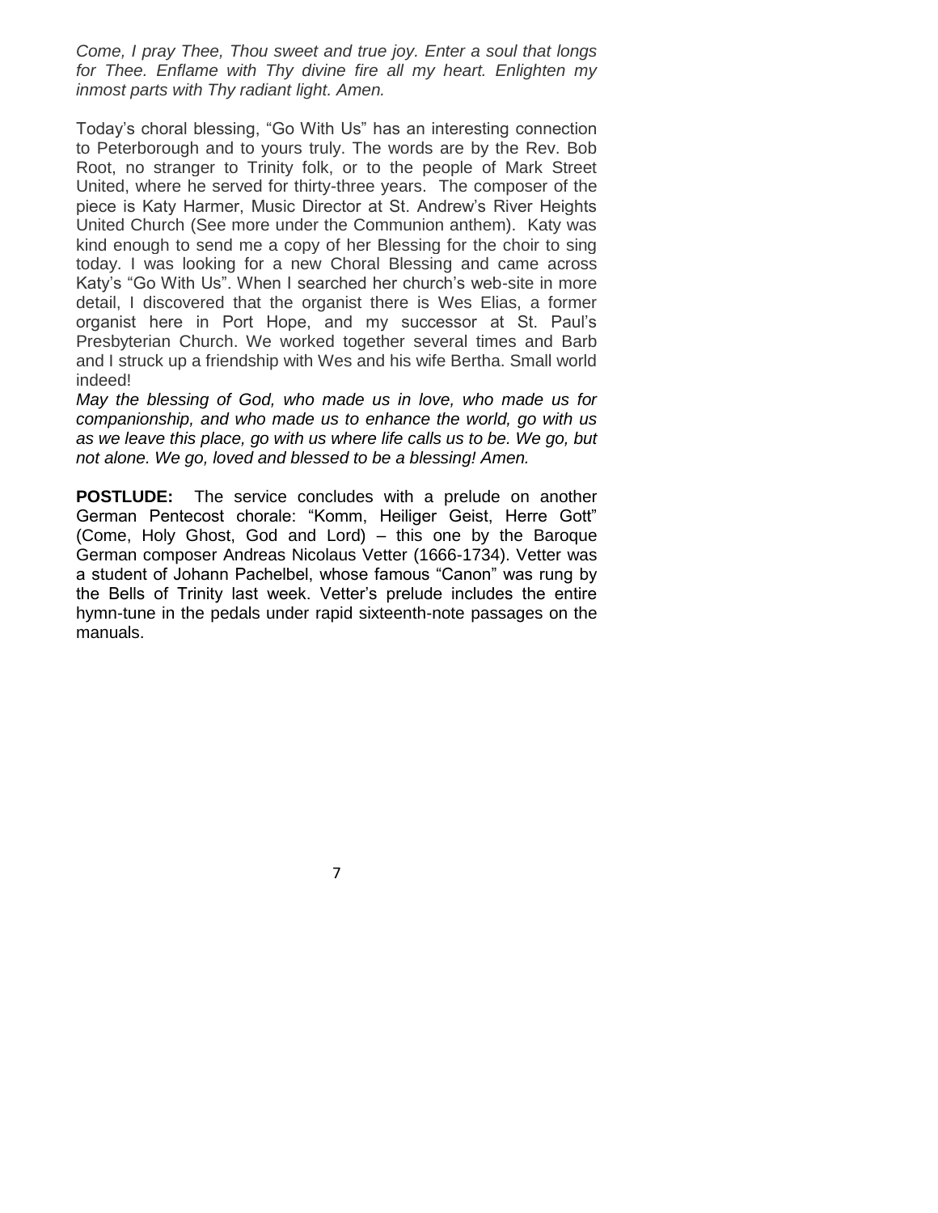*Come, I pray Thee, Thou sweet and true joy. Enter a soul that longs for Thee. Enflame with Thy divine fire all my heart. Enlighten my inmost parts with Thy radiant light. Amen.*

Today's choral blessing, "Go With Us" has an interesting connection to Peterborough and to yours truly. The words are by the Rev. Bob Root, no stranger to Trinity folk, or to the people of Mark Street United, where he served for thirty-three years. The composer of the piece is Katy Harmer, Music Director at St. Andrew's River Heights United Church (See more under the Communion anthem). Katy was kind enough to send me a copy of her Blessing for the choir to sing today. I was looking for a new Choral Blessing and came across Katy's "Go With Us". When I searched her church's web-site in more detail, I discovered that the organist there is Wes Elias, a former organist here in Port Hope, and my successor at St. Paul's Presbyterian Church. We worked together several times and Barb and I struck up a friendship with Wes and his wife Bertha. Small world indeed!

*May the blessing of God, who made us in love, who made us for companionship, and who made us to enhance the world, go with us as we leave this place, go with us where life calls us to be. We go, but not alone. We go, loved and blessed to be a blessing! Amen.*

**POSTLUDE:** The service concludes with a prelude on another German Pentecost chorale: "Komm, Heiliger Geist, Herre Gott" (Come, Holy Ghost, God and Lord) – this one by the Baroque German composer Andreas Nicolaus Vetter (1666-1734). Vetter was a student of Johann Pachelbel, whose famous "Canon" was rung by the Bells of Trinity last week. Vetter's prelude includes the entire hymn-tune in the pedals under rapid sixteenth-note passages on the manuals.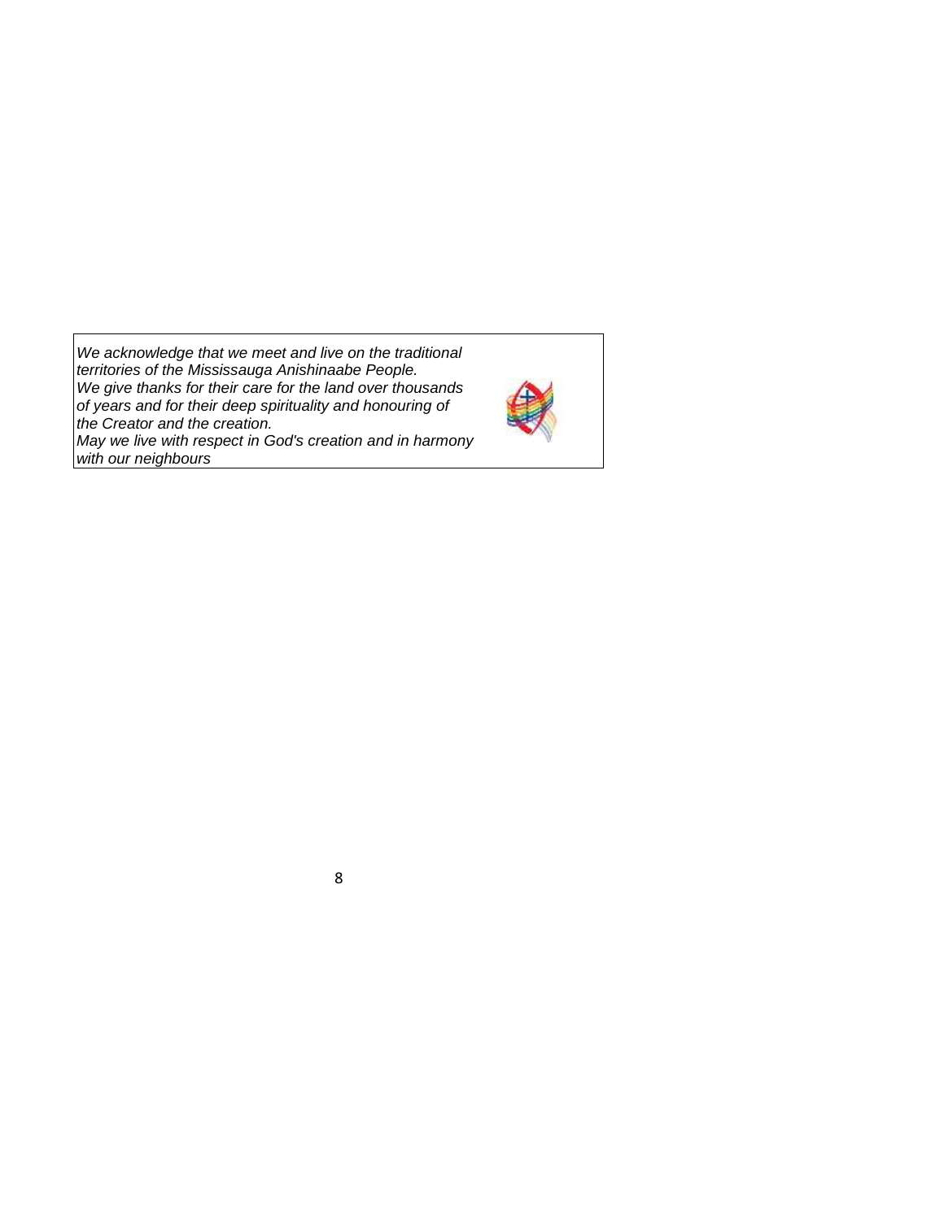*We acknowledge that we meet and live on the traditional territories of the Mississauga Anishinaabe People.*
*We give thanks for their care for the land over thousands of years and for their deep spirituality and honouring of the Creator and the creation.*
*May we live with respect in God's creation and in harmony with our neighbours*